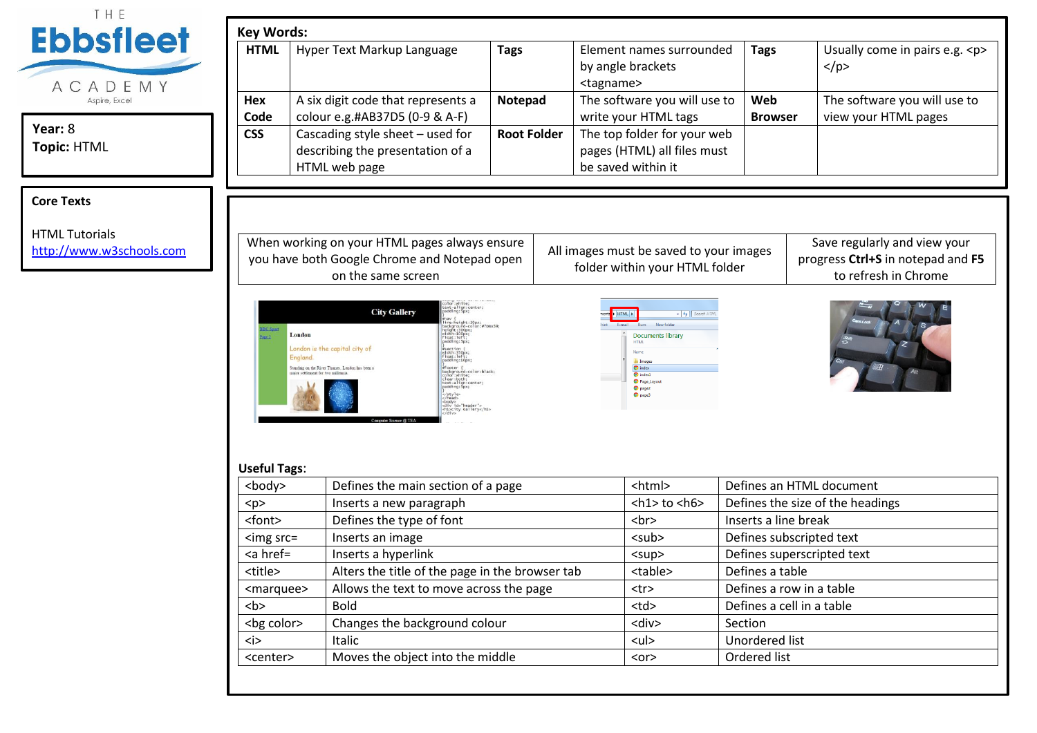THE **Ebbsfleet** ACADEMY
Aspire, Excel

**Year:** 8
**Topic:** HTML

**Core Texts**

HTML Tutorials
http://www.w3schools.com

**Key Words:**

| | | | | | |
|---|---|---|---|---|---|
| **HTML** | Hyper Text Markup Language | **Tags** | Element names surrounded by angle brackets <tagname> | **Tags** | Usually come in pairs e.g. <p> </p> |
| **Hex Code** | A six digit code that represents a colour e.g.#AB37D5 (0-9 & A-F) | **Notepad** | The software you will use to write your HTML tags | **Web Browser** | The software you will use to view your HTML pages |
| **CSS** | Cascading style sheet – used for describing the presentation of a HTML web page | **Root Folder** | The top folder for your web pages (HTML) all files must be saved within it | | |

| | | |
|---|---|---|
| When working on your HTML pages always ensure you have both Google Chrome and Notepad open on the same screen | All images must be saved to your images folder within your HTML folder | Save regularly and view your progress **Ctrl+S** in notepad and **F5** to refresh in Chrome |

**Useful Tags**:

| | | | |
|---|---|---|---|
| <body> | Defines the main section of a page | <html> | Defines an HTML document |
| <p> | Inserts a new paragraph | <h1> to <h6> | Defines the size of the headings |
| <font> | Defines the type of font | <br> | Inserts a line break |
| <img src= | Inserts an image | <sub> | Defines subscripted text |
| <a href= | Inserts a hyperlink | <sup> | Defines superscripted text |
| <title> | Alters the title of the page in the browser tab | <table> | Defines a table |
| <marquee> | Allows the text to move across the page | <tr> | Defines a row in a table |
| <b> | Bold | <td> | Defines a cell in a table |
| <bg color> | Changes the background colour | <div> | Section |
| <i> | Italic | <ul> | Unordered list |
| <center> | Moves the object into the middle | <or> | Ordered list |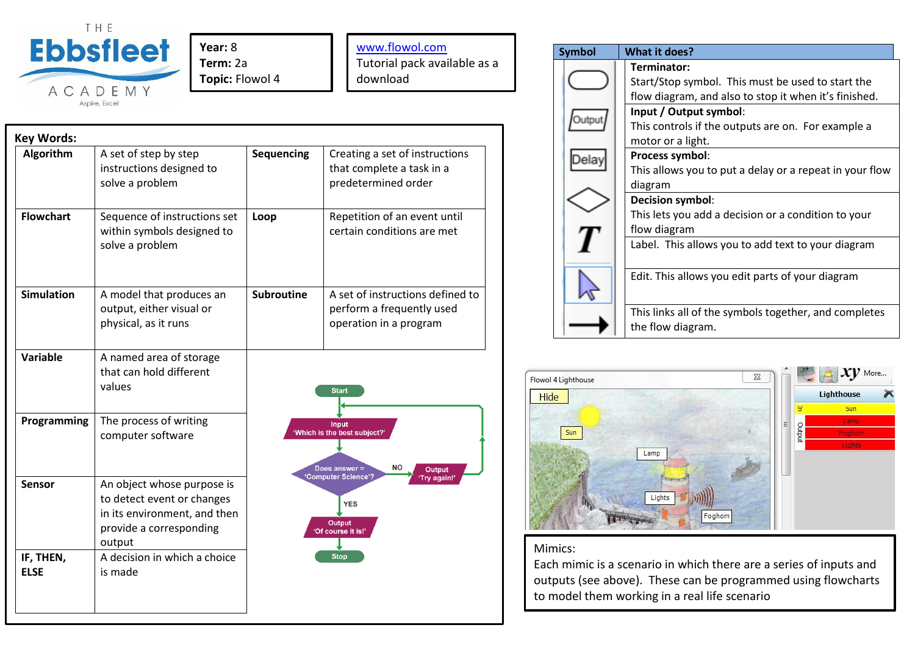THE **Ebbsfleet** ACADEMY
Aspire, Excel

**Year:** 8
**Term:** 2a
**Topic:** Flowol 4

www.flowol.com
Tutorial pack available as a download

## Key Words:

| Term | Definition | Term | Definition |
|---|---|---|---|
| **Algorithm** | A set of step by step instructions designed to solve a problem | **Sequencing** | Creating a set of instructions that complete a task in a predetermined order |
| **Flowchart** | Sequence of instructions set within symbols designed to solve a problem | **Loop** | Repetition of an event until certain conditions are met |
| **Simulation** | A model that produces an output, either visual or physical, as it runs | **Subroutine** | A set of instructions defined to perform a frequently used operation in a program |
| **Variable** | A named area of storage that can hold different values | | |
| **Programming** | The process of writing computer software | | |
| **Sensor** | An object whose purpose is to detect event or changes in its environment, and then provide a corresponding output | | |
| **IF, THEN, ELSE** | A decision in which a choice is made | | |

Start → Input 'Which is the best subject?' → Does answer = 'Computer Science'?
- NO → Output 'Try again!' → (back to Input)
- YES → Output 'Of course it is!' → Stop

| Symbol | What it does? |
|---|---|
| (rounded rectangle) | **Terminator:** Start/Stop symbol. This must be used to start the flow diagram, and also to stop it when it's finished. |
| Output | **Input / Output symbol**: This controls if the outputs are on. For example a motor or a light. |
| Delay | **Process symbol**: This allows you to put a delay or a repeat in your flow diagram |
| (diamond) | **Decision symbol**: This lets you add a decision or a condition to your flow diagram |
| T | Label. This allows you to add text to your diagram |
| (pointer) | Edit. This allows you edit parts of your diagram |
| (arrow) | This links all of the symbols together, and completes the flow diagram. |

Flowol 4 Lighthouse

Hide | Sun | Lamp | Lights | Foghorn

xy More...

Lighthouse

In: Sun

Output: Lamp, Foghorn, Lights

Mimics:
Each mimic is a scenario in which there are a series of inputs and outputs (see above). These can be programmed using flowcharts to model them working in a real life scenario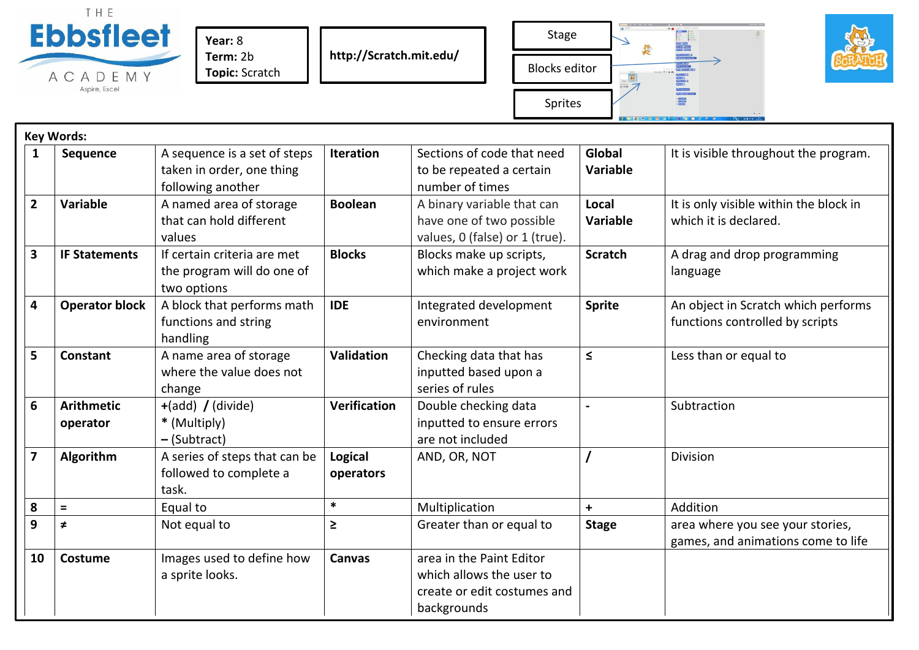THE **Ebbsfleet** ACADEMY Aspire, Excel

**Year:** 8
**Term:** 2b
**Topic:** Scratch

**http://Scratch.mit.edu/**

Stage

Blocks editor

Sprites

**Key Words:**

| | | | | | | |
|---|---|---|---|---|---|---|
| **1** | **Sequence** | A sequence is a set of steps taken in order, one thing following another | **Iteration** | Sections of code that need to be repeated a certain number of times | **Global Variable** | It is visible throughout the program. |
| **2** | **Variable** | A named area of storage that can hold different values | **Boolean** | A binary variable that can have one of two possible values, 0 (false) or 1 (true). | **Local Variable** | It is only visible within the block in which it is declared. |
| **3** | **IF Statements** | If certain criteria are met the program will do one of two options | **Blocks** | Blocks make up scripts, which make a project work | **Scratch** | A drag and drop programming language |
| **4** | **Operator block** | A block that performs math functions and string handling | **IDE** | Integrated development environment | **Sprite** | An object in Scratch which performs functions controlled by scripts |
| **5** | **Constant** | A name area of storage where the value does not change | **Validation** | Checking data that has inputted based upon a series of rules | **≤** | Less than or equal to |
| **6** | **Arithmetic operator** | **+**(add) **/** (divide) **\*** (Multiply) **–** (Subtract) | **Verification** | Double checking data inputted to ensure errors are not included | **-** | Subtraction |
| **7** | **Algorithm** | A series of steps that can be followed to complete a task. | **Logical operators** | AND, OR, NOT | **/** | Division |
| **8** | **=** | Equal to | **\*** | Multiplication | **+** | Addition |
| **9** | **≠** | Not equal to | **≥** | Greater than or equal to | **Stage** | area where you see your stories, games, and animations come to life |
| **10** | **Costume** | Images used to define how a sprite looks. | **Canvas** | area in the Paint Editor which allows the user to create or edit costumes and backgrounds | | |